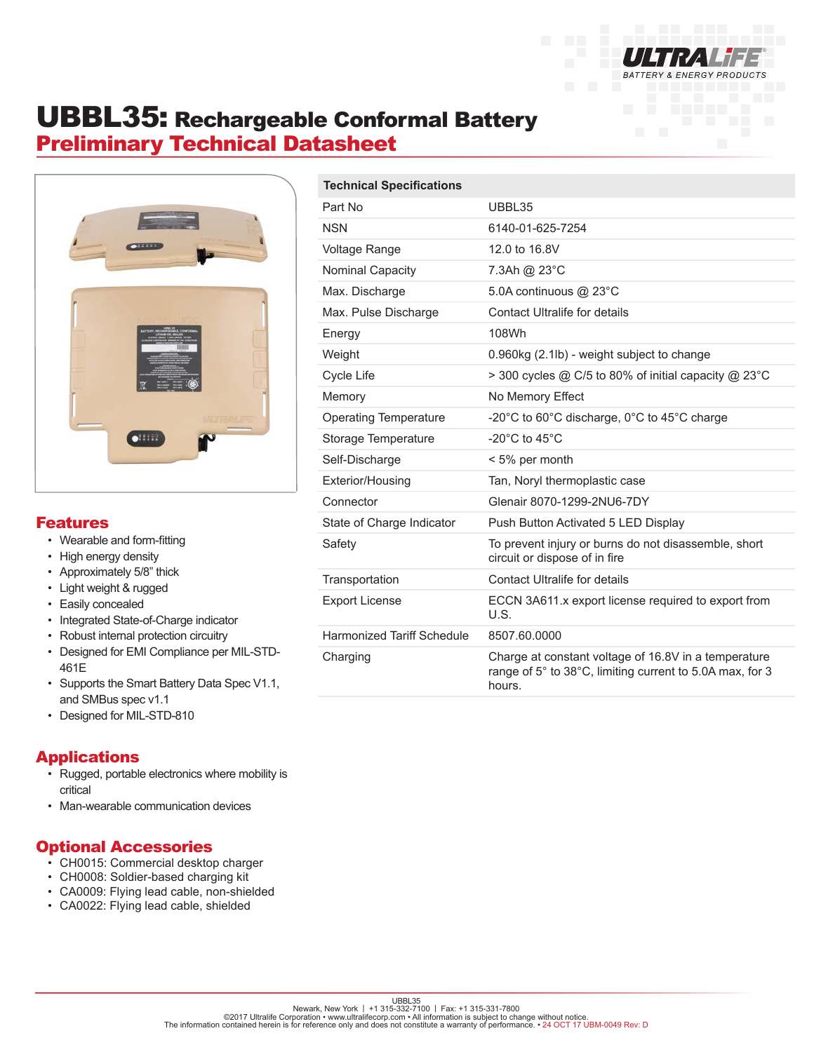# UBBL35: Rechargeable Conformal Battery

## Preliminary Technical Datasheet

| Technical Specifications | |
|---|---|
| Part No | UBBL35 |
| NSN | 6140-01-625-7254 |
| Voltage Range | 12.0 to 16.8V |
| Nominal Capacity | 7.3Ah @ 23°C |
| Max. Discharge | 5.0A continuous @ 23°C |
| Max. Pulse Discharge | Contact Ultralife for details |
| Energy | 108Wh |
| Weight | 0.960kg (2.1lb) - weight subject to change |
| Cycle Life | > 300 cycles @ C/5 to 80% of initial capacity @ 23°C |
| Memory | No Memory Effect |
| Operating Temperature | -20°C to 60°C discharge, 0°C to 45°C charge |
| Storage Temperature | -20°C to 45°C |
| Self-Discharge | < 5% per month |
| Exterior/Housing | Tan, Noryl thermoplastic case |
| Connector | Glenair 8070-1299-2NU6-7DY |
| State of Charge Indicator | Push Button Activated 5 LED Display |
| Safety | To prevent injury or burns do not disassemble, short circuit or dispose of in fire |
| Transportation | Contact Ultralife for details |
| Export License | ECCN 3A611.x export license required to export from U.S. |
| Harmonized Tariff Schedule | 8507.60.0000 |
| Charging | Charge at constant voltage of 16.8V in a temperature range of 5° to 38°C, limiting current to 5.0A max, for 3 hours. |

## Features

- Wearable and form-fitting
- High energy density
- Approximately 5/8" thick
- Light weight & rugged
- Easily concealed
- Integrated State-of-Charge indicator
- Robust internal protection circuitry
- Designed for EMI Compliance per MIL-STD-461E
- Supports the Smart Battery Data Spec V1.1, and SMBus spec v1.1
- Designed for MIL-STD-810

## Applications

- Rugged, portable electronics where mobility is critical
- Man-wearable communication devices

## Optional Accessories

- CH0015: Commercial desktop charger
- CH0008: Soldier-based charging kit
- CA0009: Flying lead cable, non-shielded
- CA0022: Flying lead cable, shielded

UBBL35
Newark, New York | +1 315-332-7100 | Fax: +1 315-331-7800
©2017 Ultralife Corporation • www.ultralifecorp.com • All information is subject to change without notice.
The information contained herein is for reference only and does not constitute a warranty of performance. • 24 OCT 17 UBM-0049 Rev: D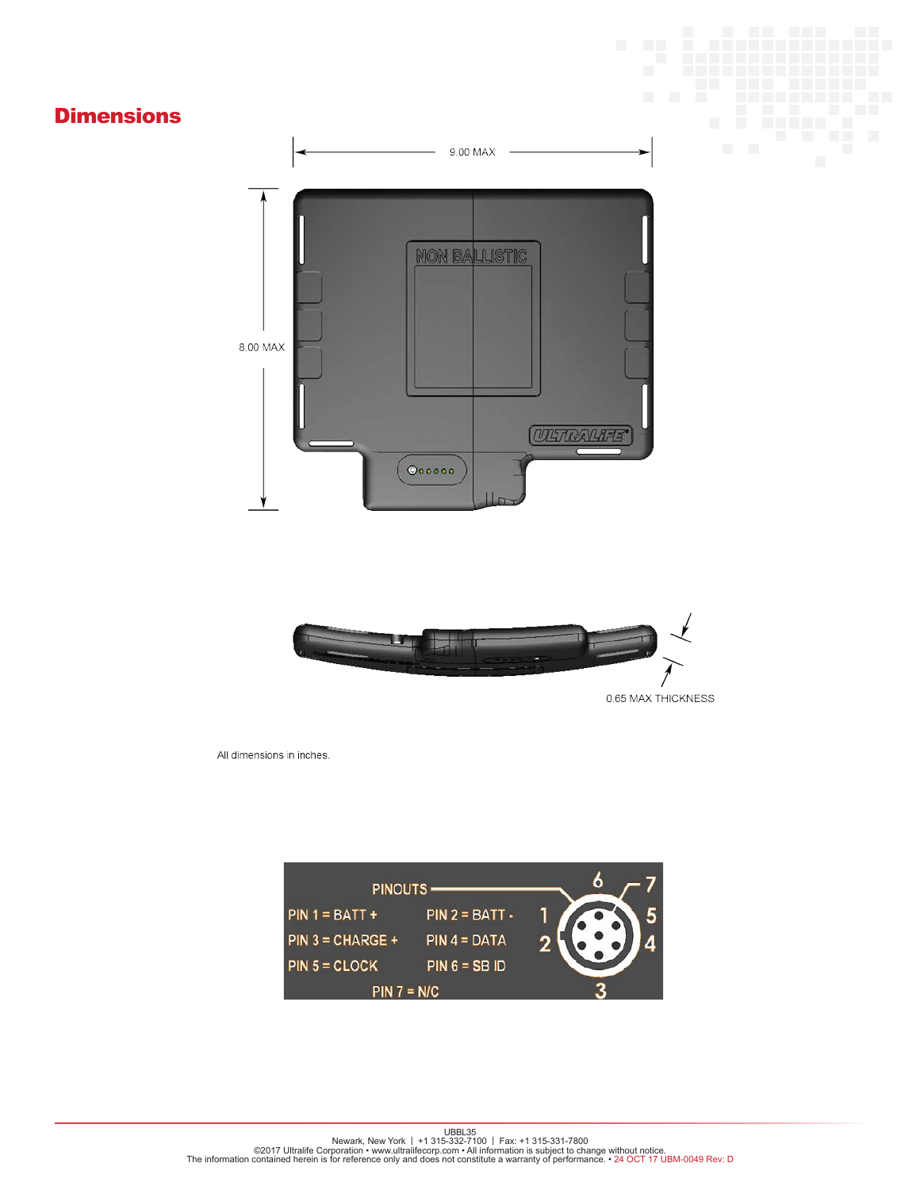## Dimensions

9.00 MAX

8.00 MAX

0.65 MAX THICKNESS

All dimensions in inches.

PINOUTS

PIN 1 = BATT +
PIN 2 = BATT -
PIN 3 = CHARGE +
PIN 4 = DATA
PIN 5 = CLOCK
PIN 6 = SB ID
PIN 7 = N/C

UBBL35
Newark, New York | +1 315-332-7100 | Fax: +1 315-331-7800
©2017 Ultralife Corporation • www.ultralifecorp.com • All information is subject to change without notice.
The information contained herein is for reference only and does not constitute a warranty of performance. • 24 OCT 17 UBM-0049 Rev: D